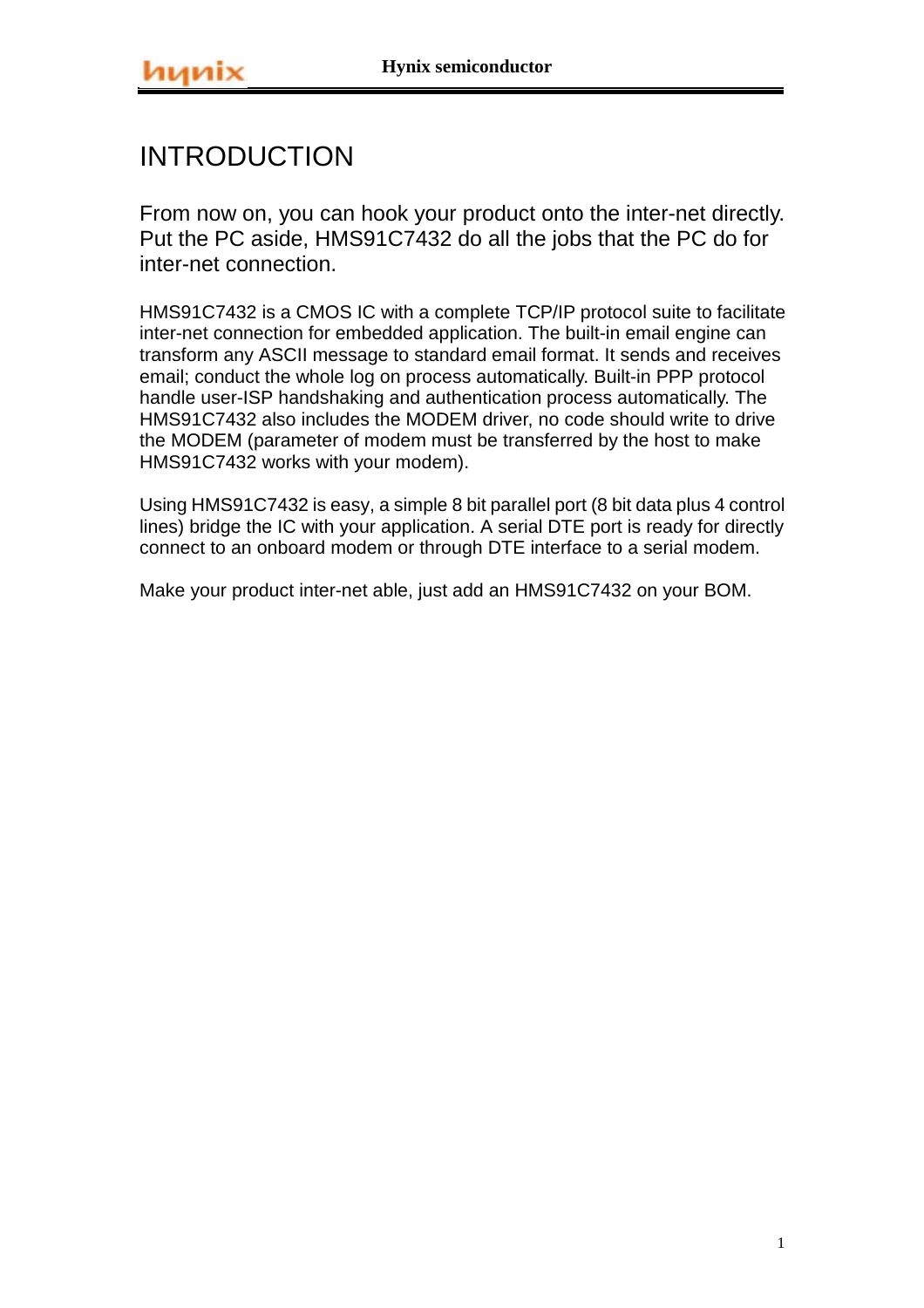# INTRODUCTION

From now on, you can hook your product onto the inter-net directly. Put the PC aside, HMS91C7432 do all the jobs that the PC do for inter-net connection.

HMS91C7432 is a CMOS IC with a complete TCP/IP protocol suite to facilitate inter-net connection for embedded application. The built-in email engine can transform any ASCII message to standard email format. It sends and receives email; conduct the whole log on process automatically. Built-in PPP protocol handle user-ISP handshaking and authentication process automatically. The HMS91C7432 also includes the MODEM driver, no code should write to drive the MODEM (parameter of modem must be transferred by the host to make HMS91C7432 works with your modem).

Using HMS91C7432 is easy, a simple 8 bit parallel port (8 bit data plus 4 control lines) bridge the IC with your application. A serial DTE port is ready for directly connect to an onboard modem or through DTE interface to a serial modem.

Make your product inter-net able, just add an HMS91C7432 on your BOM.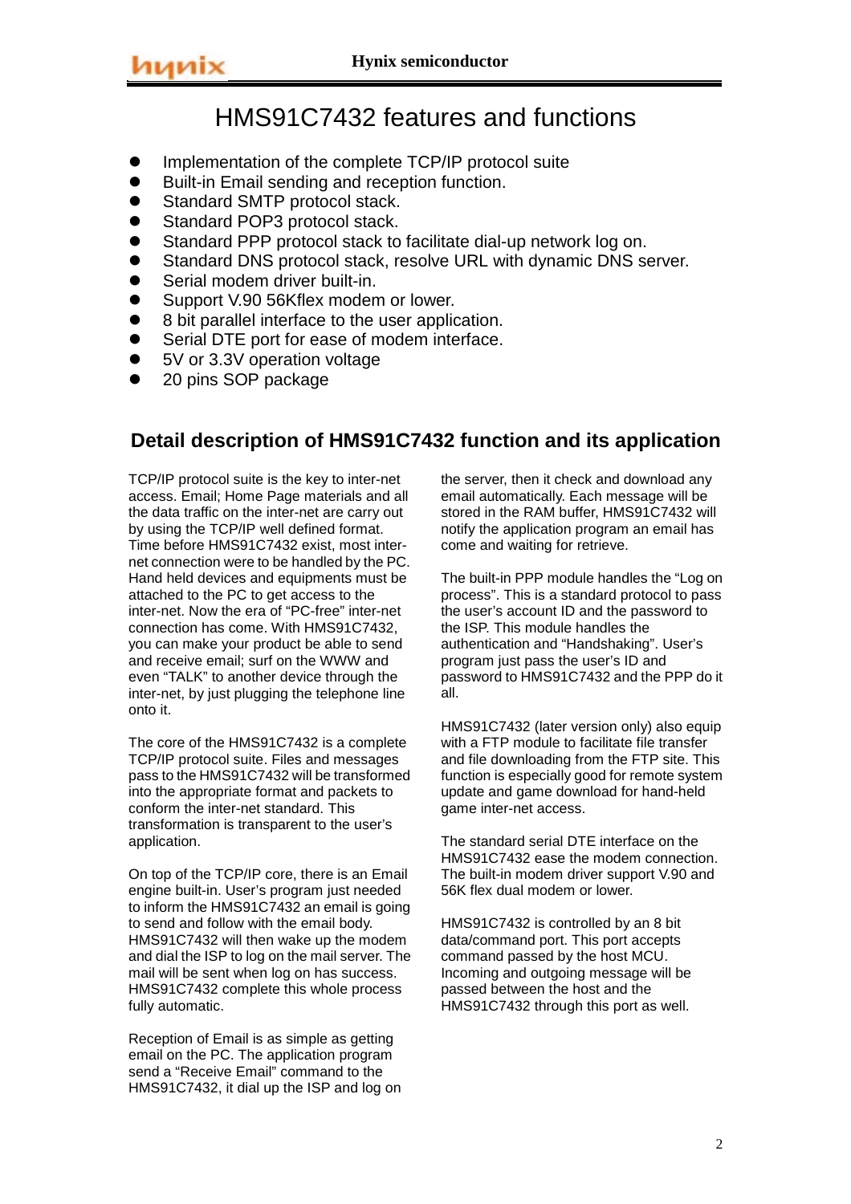# HMS91C7432 features and functions

- Implementation of the complete TCP/IP protocol suite
- Built-in Email sending and reception function.
- Standard SMTP protocol stack.
- Standard POP3 protocol stack.
- Standard PPP protocol stack to facilitate dial-up network log on.
- Standard DNS protocol stack, resolve URL with dynamic DNS server.
- Serial modem driver built-in.
- Support V.90 56Kflex modem or lower.
- 8 bit parallel interface to the user application.
- Serial DTE port for ease of modem interface.
- 5V or 3.3V operation voltage
- 20 pins SOP package

## Detail description of HMS91C7432 function and its application

TCP/IP protocol suite is the key to inter-net access. Email; Home Page materials and all the data traffic on the inter-net are carry out by using the TCP/IP well defined format. Time before HMS91C7432 exist, most inter-net connection were to be handled by the PC. Hand held devices and equipments must be attached to the PC to get access to the inter-net. Now the era of "PC-free" inter-net connection has come. With HMS91C7432, you can make your product be able to send and receive email; surf on the WWW and even "TALK" to another device through the inter-net, by just plugging the telephone line onto it.

The core of the HMS91C7432 is a complete TCP/IP protocol suite. Files and messages pass to the HMS91C7432 will be transformed into the appropriate format and packets to conform the inter-net standard. This transformation is transparent to the user's application.

On top of the TCP/IP core, there is an Email engine built-in. User's program just needed to inform the HMS91C7432 an email is going to send and follow with the email body. HMS91C7432 will then wake up the modem and dial the ISP to log on the mail server. The mail will be sent when log on has success. HMS91C7432 complete this whole process fully automatic.

Reception of Email is as simple as getting email on the PC. The application program send a "Receive Email" command to the HMS91C7432, it dial up the ISP and log on the server, then it check and download any email automatically. Each message will be stored in the RAM buffer, HMS91C7432 will notify the application program an email has come and waiting for retrieve.

The built-in PPP module handles the "Log on process". This is a standard protocol to pass the user's account ID and the password to the ISP. This module handles the authentication and "Handshaking". User's program just pass the user's ID and password to HMS91C7432 and the PPP do it all.

HMS91C7432 (later version only) also equip with a FTP module to facilitate file transfer and file downloading from the FTP site. This function is especially good for remote system update and game download for hand-held game inter-net access.

The standard serial DTE interface on the HMS91C7432 ease the modem connection. The built-in modem driver support V.90 and 56K flex dual modem or lower.

HMS91C7432 is controlled by an 8 bit data/command port. This port accepts command passed by the host MCU. Incoming and outgoing message will be passed between the host and the HMS91C7432 through this port as well.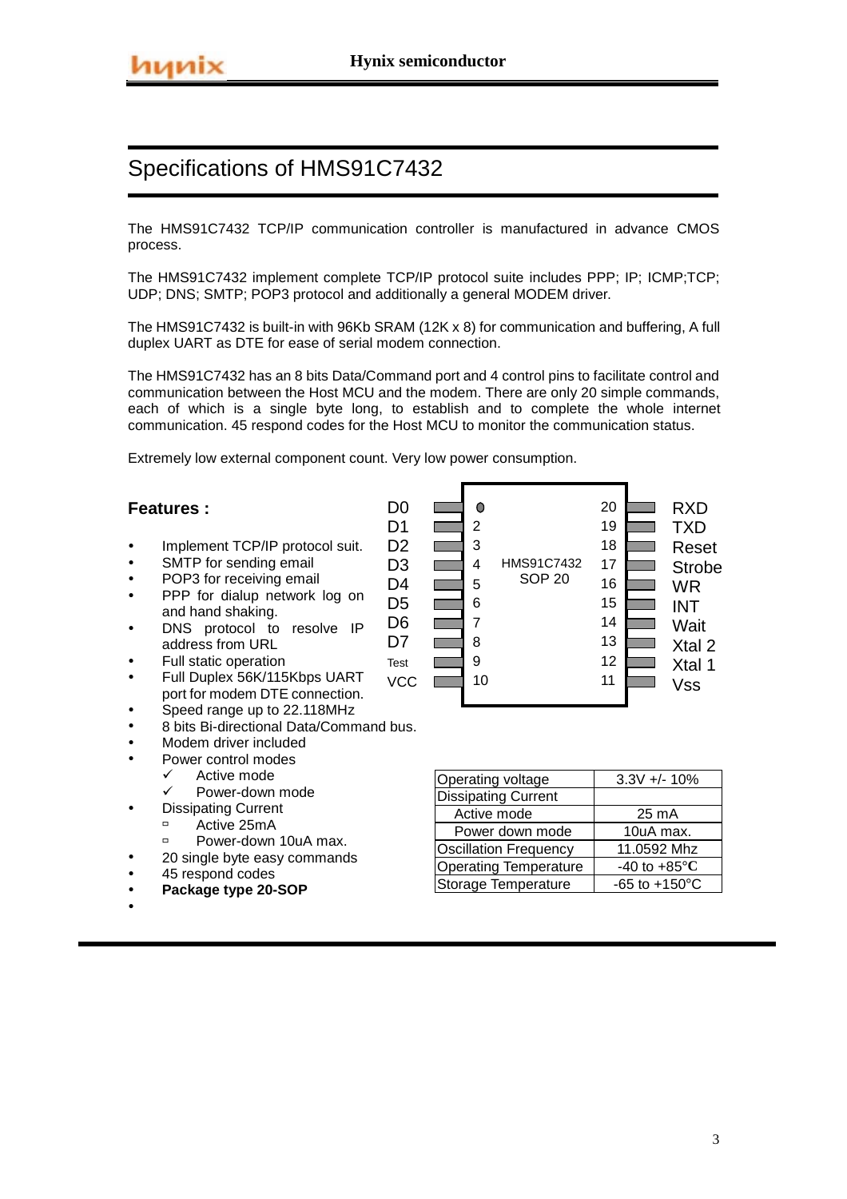# Specifications of HMS91C7432

The HMS91C7432 TCP/IP communication controller is manufactured in advance CMOS process.

The HMS91C7432 implement complete TCP/IP protocol suite includes PPP; IP; ICMP;TCP; UDP; DNS; SMTP; POP3 protocol and additionally a general MODEM driver.

The HMS91C7432 is built-in with 96Kb SRAM (12K x 8) for communication and buffering, A full duplex UART as DTE for ease of serial modem connection.

The HMS91C7432 has an 8 bits Data/Command port and 4 control pins to facilitate control and communication between the Host MCU and the modem. There are only 20 simple commands, each of which is a single byte long, to establish and to complete the whole internet communication. 45 respond codes for the Host MCU to monitor the communication status.

Extremely low external component count. Very low power consumption.

## Features :

- Implement TCP/IP protocol suit.
- SMTP for sending email
- POP3 for receiving email
- PPP for dialup network log on and hand shaking.
- DNS protocol to resolve IP address from URL
- Full static operation
- Full Duplex 56K/115Kbps UART port for modem DTE connection.
- Speed range up to 22.118MHz
- 8 bits Bi-directional Data/Command bus.
- Modem driver included
- Power control modes
  - ✓ Active mode
  - ✓ Power-down mode
- Dissipating Current
  - Active 25mA
  - Power-down 10uA max.
- 20 single byte easy commands
- 45 respond codes
- **Package type 20-SOP**
-

**HMS91C7432 SOP 20**

| Signal | Pin | Pin | Signal |
|---|---|---|---|
| D0 | 1 | 20 | RXD |
| D1 | 2 | 19 | TXD |
| D2 | 3 | 18 | Reset |
| D3 | 4 | 17 | Strobe |
| D4 | 5 | 16 | WR |
| D5 | 6 | 15 | INT |
| D6 | 7 | 14 | Wait |
| D7 | 8 | 13 | Xtal 2 |
| Test | 9 | 12 | Xtal 1 |
| VCC | 10 | 11 | Vss |

| Parameter | Value |
|---|---|
| Operating voltage | 3.3V +/- 10% |
| Dissipating Current | |
| Active mode | 25 mA |
| Power down mode | 10uA max. |
| Oscillation Frequency | 11.0592 Mhz |
| Operating Temperature | -40 to +85℃ |
| Storage Temperature | -65 to +150°C |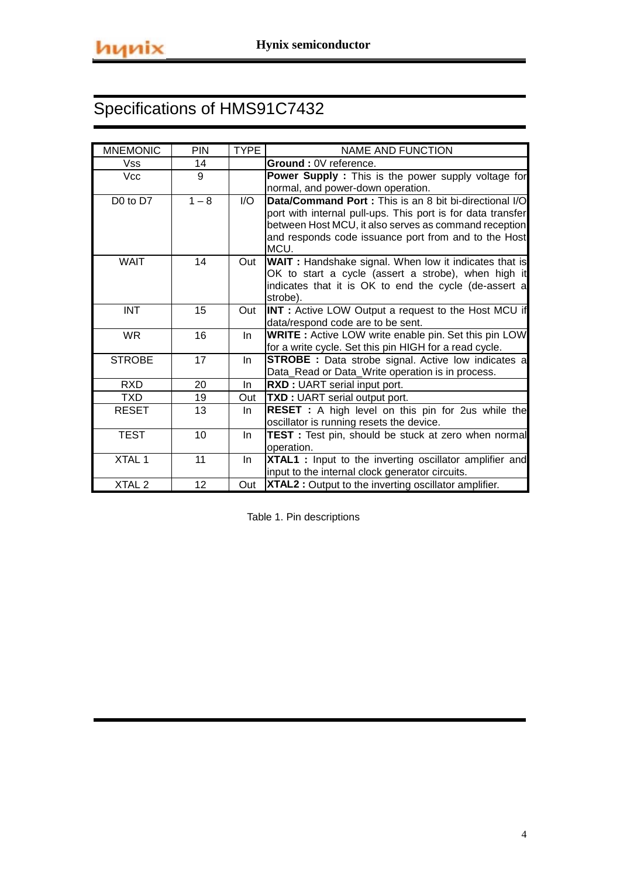# Specifications of HMS91C7432

| MNEMONIC | PIN | TYPE | NAME AND FUNCTION |
|---|---|---|---|
| Vss | 14 | | **Ground :** 0V reference. |
| Vcc | 9 | | **Power Supply :** This is the power supply voltage for normal, and power-down operation. |
| D0 to D7 | 1 – 8 | I/O | **Data/Command Port :** This is an 8 bit bi-directional I/O port with internal pull-ups. This port is for data transfer between Host MCU, it also serves as command reception and responds code issuance port from and to the Host MCU. |
| WAIT | 14 | Out | **WAIT :** Handshake signal. When low it indicates that is OK to start a cycle (assert a strobe), when high it indicates that it is OK to end the cycle (de-assert a strobe). |
| INT | 15 | Out | **INT :** Active LOW Output a request to the Host MCU if data/respond code are to be sent. |
| WR | 16 | In | **WRITE :** Active LOW write enable pin. Set this pin LOW for a write cycle. Set this pin HIGH for a read cycle. |
| STROBE | 17 | In | **STROBE :** Data strobe signal. Active low indicates a Data_Read or Data_Write operation is in process. |
| RXD | 20 | In | **RXD :** UART serial input port. |
| TXD | 19 | Out | **TXD :** UART serial output port. |
| RESET | 13 | In | **RESET :** A high level on this pin for 2us while the oscillator is running resets the device. |
| TEST | 10 | In | **TEST :** Test pin, should be stuck at zero when normal operation. |
| XTAL 1 | 11 | In | **XTAL1 :** Input to the inverting oscillator amplifier and input to the internal clock generator circuits. |
| XTAL 2 | 12 | Out | **XTAL2 :** Output to the inverting oscillator amplifier. |

Table 1. Pin descriptions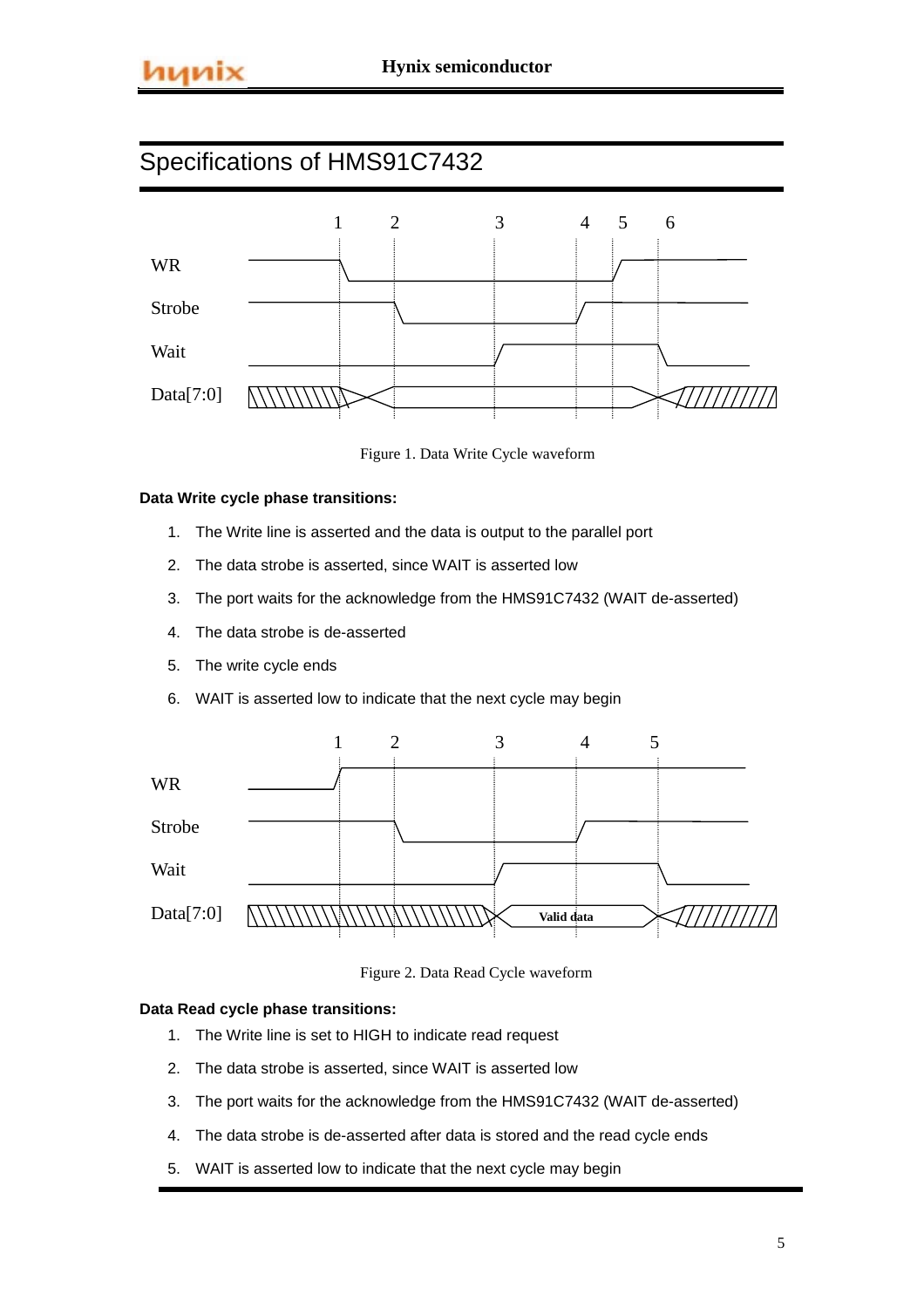# Specifications of HMS91C7432

Figure 1. Data Write Cycle waveform

**Data Write cycle phase transitions:**

1. The Write line is asserted and the data is output to the parallel port
2. The data strobe is asserted, since WAIT is asserted low
3. The port waits for the acknowledge from the HMS91C7432 (WAIT de-asserted)
4. The data strobe is de-asserted
5. The write cycle ends
6. WAIT is asserted low to indicate that the next cycle may begin

Figure 2. Data Read Cycle waveform

**Data Read cycle phase transitions:**

1. The Write line is set to HIGH to indicate read request
2. The data strobe is asserted, since WAIT is asserted low
3. The port waits for the acknowledge from the HMS91C7432 (WAIT de-asserted)
4. The data strobe is de-asserted after data is stored and the read cycle ends
5. WAIT is asserted low to indicate that the next cycle may begin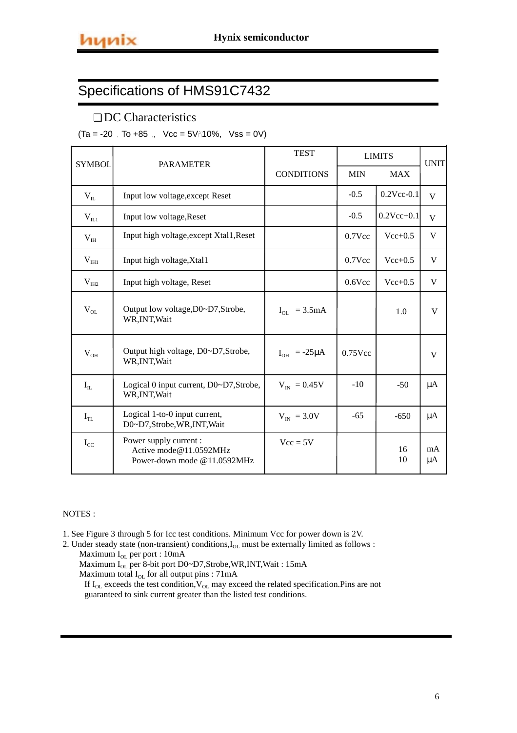## Specifications of HMS91C7432

❑ DC Characteristics

(Ta = -20 ℃ To +85 ℃, Vcc = 5V±10%, Vss = 0V)

| SYMBOL | PARAMETER | TEST CONDITIONS | LIMITS | | UNIT |
|---|---|---|---|---|---|
| | | | MIN | MAX | |
| $V_{IL}$ | Input low voltage,except Reset | | -0.5 | 0.2Vcc-0.1 | V |
| $V_{IL1}$ | Input low voltage,Reset | | -0.5 | 0.2Vcc+0.1 | V |
| $V_{IH}$ | Input high voltage,except Xtal1,Reset | | 0.7Vcc | Vcc+0.5 | V |
| $V_{IH1}$ | Input high voltage,Xtal1 | | 0.7Vcc | Vcc+0.5 | V |
| $V_{IH2}$ | Input high voltage, Reset | | 0.6Vcc | Vcc+0.5 | V |
| $V_{OL}$ | Output low voltage,D0~D7,Strobe, WR,INT,Wait | $I_{OL}$ = 3.5mA | | 1.0 | V |
| $V_{OH}$ | Output high voltage, D0~D7,Strobe, WR,INT,Wait | $I_{OH}$ = -25µA | 0.75Vcc | | V |
| $I_{IL}$ | Logical 0 input current, D0~D7,Strobe, WR,INT,Wait | $V_{IN}$ = 0.45V | -10 | -50 | µA |
| $I_{TL}$ | Logical 1-to-0 input current, D0~D7,Strobe,WR,INT,Wait | $V_{IN}$ = 3.0V | -65 | -650 | µA |
| $I_{CC}$ | Power supply current :<br>Active mode@11.0592MHz<br>Power-down mode @11.0592MHz | Vcc = 5V | | <br>16<br>10 | <br>mA<br>µA |

NOTES :

1. See Figure 3 through 5 for Icc test conditions. Minimum Vcc for power down is 2V.
2. Under steady state (non-transient) conditions,$I_{OL}$ must be externally limited as follows :

   Maximum $I_{OL}$ per port : 10mA

   Maximum $I_{OL}$ per 8-bit port D0~D7,Strobe,WR,INT,Wait : 15mA

   Maximum total $I_{OL}$ for all output pins : 71mA

   If $I_{OL}$ exceeds the test condition,$V_{OL}$ may exceed the related specification.Pins are not guaranteed to sink current greater than the listed test conditions.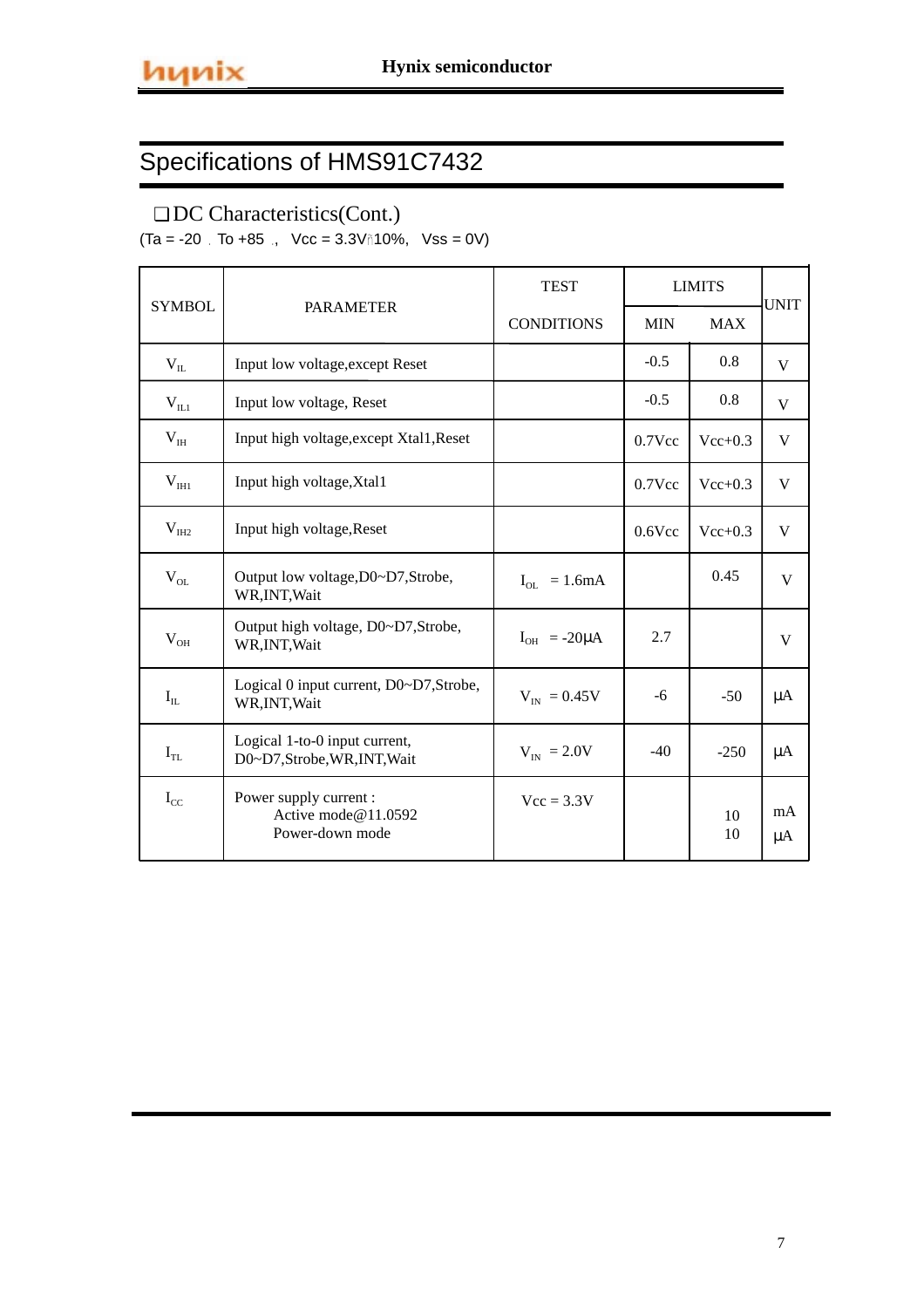# Specifications of HMS91C7432

## ❑ DC Characteristics(Cont.)

(Ta = -20 ℃ To +85 ℃, Vcc = 3.3V±10%, Vss = 0V)

| SYMBOL | PARAMETER | TEST CONDITIONS | LIMITS | | UNIT |
|---|---|---|---|---|---|
| | | | MIN | MAX | |
| $V_{IL}$ | Input low voltage,except Reset | | -0.5 | 0.8 | V |
| $V_{IL1}$ | Input low voltage, Reset | | -0.5 | 0.8 | V |
| $V_{IH}$ | Input high voltage,except Xtal1,Reset | | 0.7Vcc | Vcc+0.3 | V |
| $V_{IH1}$ | Input high voltage,Xtal1 | | 0.7Vcc | Vcc+0.3 | V |
| $V_{IH2}$ | Input high voltage,Reset | | 0.6Vcc | Vcc+0.3 | V |
| $V_{OL}$ | Output low voltage,D0~D7,Strobe, WR,INT,Wait | $I_{OL}$ = 1.6mA | | 0.45 | V |
| $V_{OH}$ | Output high voltage, D0~D7,Strobe, WR,INT,Wait | $I_{OH}$ = -20μA | 2.7 | | V |
| $I_{IL}$ | Logical 0 input current, D0~D7,Strobe, WR,INT,Wait | $V_{IN}$ = 0.45V | -6 | -50 | μA |
| $I_{TL}$ | Logical 1-to-0 input current, D0~D7,Strobe,WR,INT,Wait | $V_{IN}$ = 2.0V | -40 | -250 | μA |
| $I_{CC}$ | Power supply current : Active mode@11.0592 Power-down mode | Vcc = 3.3V | | 10 10 | mA μA |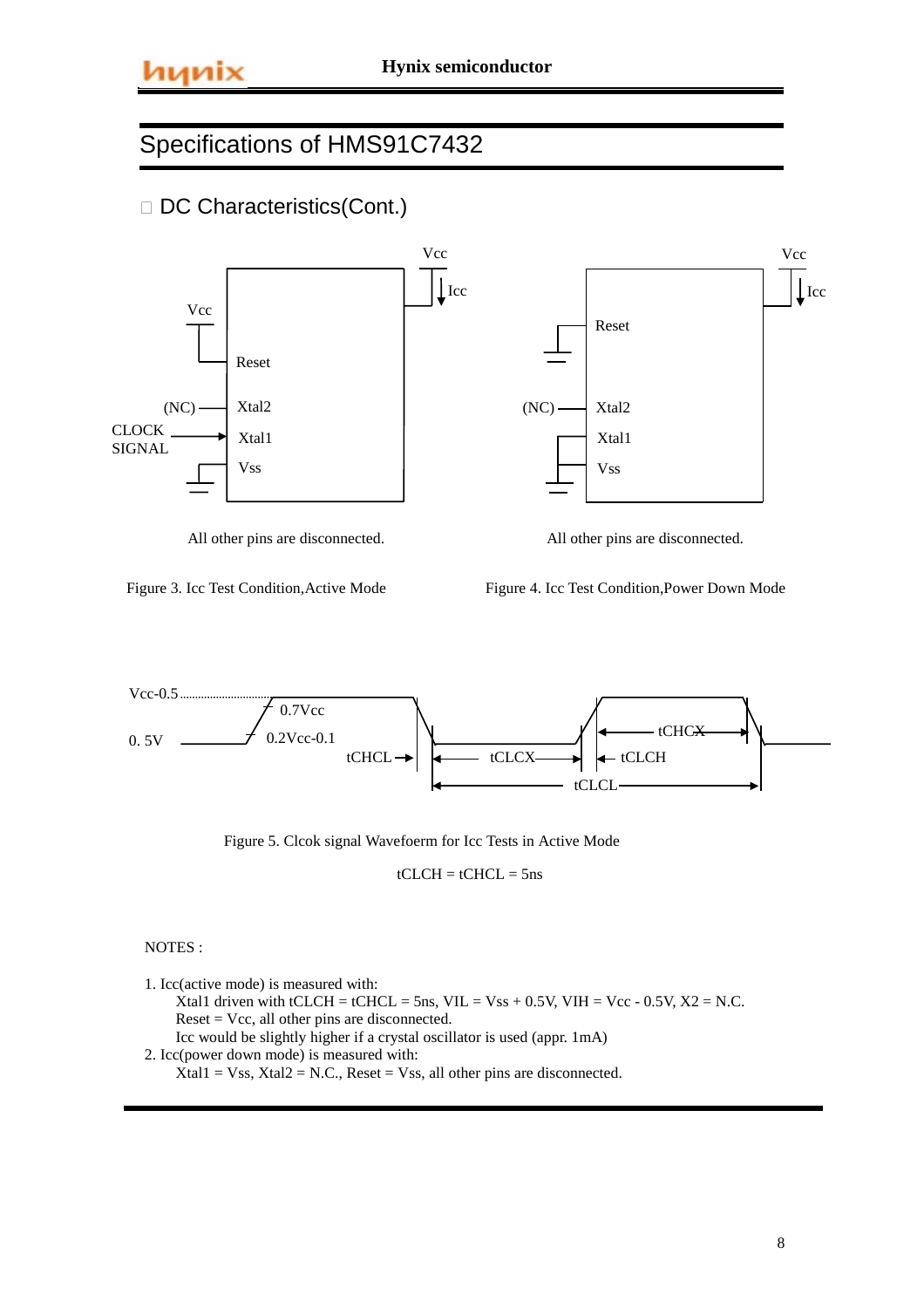## Specifications of HMS91C7432

### □ DC Characteristics(Cont.)

All other pins are disconnected.

Figure 3. Icc Test Condition,Active Mode

All other pins are disconnected.

Figure 4. Icc Test Condition,Power Down Mode

Figure 5. Clcok signal Wavefoerm for Icc Tests in Active Mode

tCLCH = tCHCL = 5ns

NOTES :

1. Icc(active mode) is measured with:
   Xtal1 driven with tCLCH = tCHCL = 5ns, VIL = Vss + 0.5V, VIH = Vcc - 0.5V, X2 = N.C.
   Reset = Vcc, all other pins are disconnected.
   Icc would be slightly higher if a crystal oscillator is used (appr. 1mA)
2. Icc(power down mode) is measured with:
   Xtal1 = Vss, Xtal2 = N.C., Reset = Vss, all other pins are disconnected.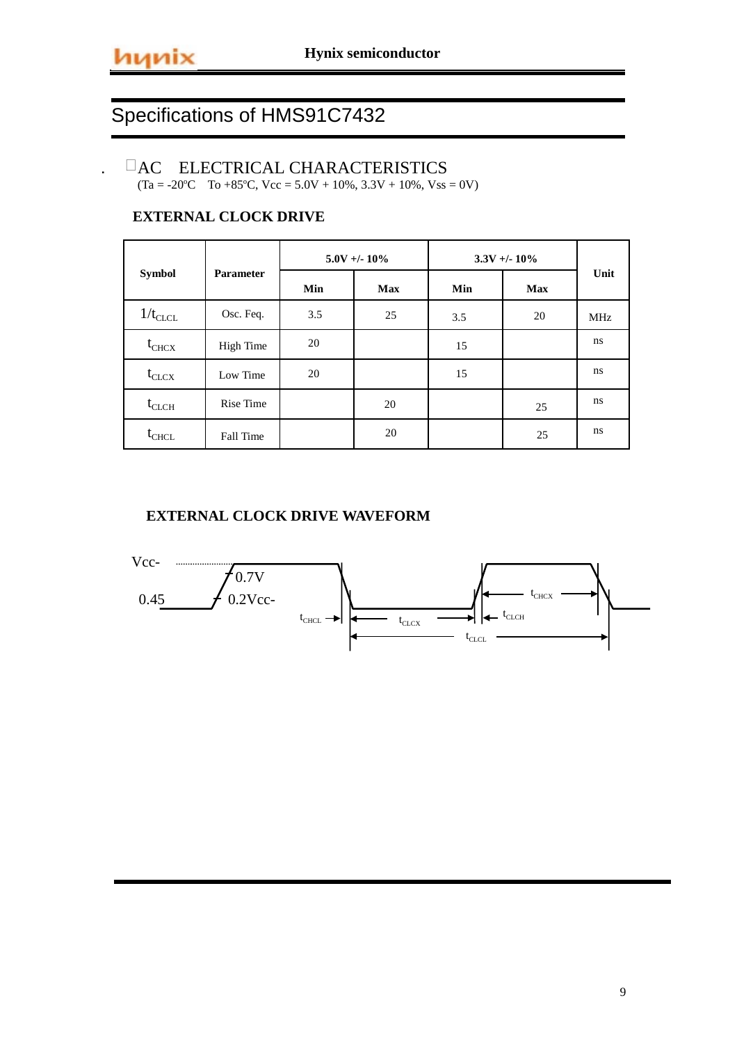## Specifications of HMS91C7432

### AC ELECTRICAL CHARACTERISTICS

(Ta = -20ºC To +85ºC, Vcc = 5.0V + 10%, 3.3V + 10%, Vss = 0V)

**EXTERNAL CLOCK DRIVE**

| Symbol | Parameter | 5.0V +/- 10% | | 3.3V +/- 10% | | Unit |
|---|---|---|---|---|---|---|
| | | Min | Max | Min | Max | |
| $1/t_{CLCL}$ | Osc. Feq. | 3.5 | 25 | 3.5 | 20 | MHz |
| $t_{CHCX}$ | High Time | 20 | | 15 | | ns |
| $t_{CLCX}$ | Low Time | 20 | | 15 | | ns |
| $t_{CLCH}$ | Rise Time | | 20 | | 25 | ns |
| $t_{CHCL}$ | Fall Time | | 20 | | 25 | ns |

**EXTERNAL CLOCK DRIVE WAVEFORM**

Vcc-0.45

0.7V

0.2Vcc-

$t_{CHCL}$ $t_{CLCX}$ $t_{CLCH}$ $t_{CHCX}$ $t_{CLCL}$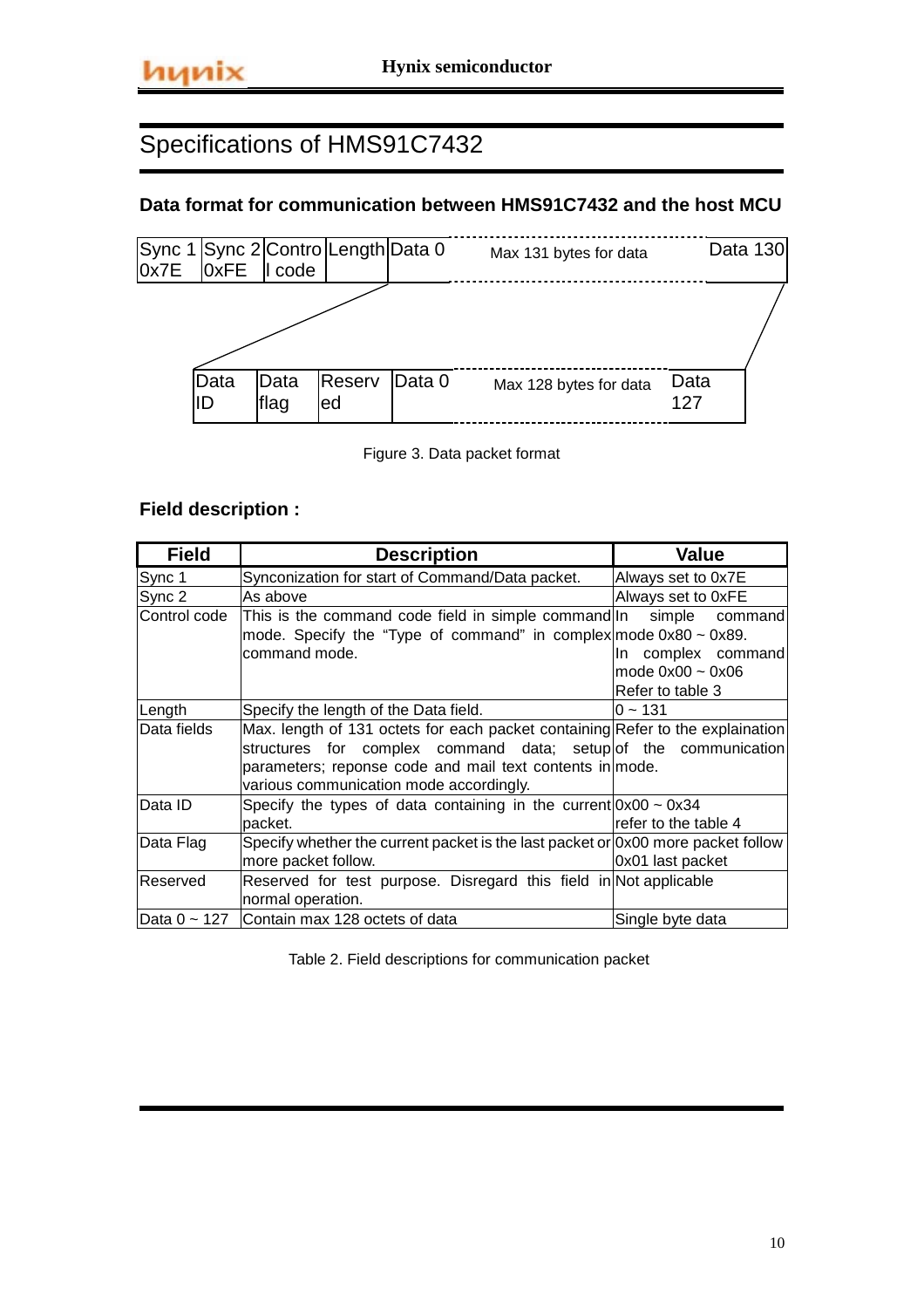# Specifications of HMS91C7432

### Data format for communication between HMS91C7432 and the host MCU

| Sync 1 0x7E | Sync 2 0xFE | Control code | Length | Data 0 | Max 131 bytes for data | Data 130 |
|---|---|---|---|---|---|---|

| Data ID | Data flag | Reserved | Data 0 | Max 128 bytes for data | Data 127 |
|---|---|---|---|---|---|

Figure 3. Data packet format

### Field description :

| Field | Description | Value |
|---|---|---|
| Sync 1 | Synconization for start of Command/Data packet. | Always set to 0x7E |
| Sync 2 | As above | Always set to 0xFE |
| Control code | This is the command code field in simple command mode. Specify the "Type of command" in complex command mode. | In simple command mode 0x80 ~ 0x89. In complex command mode 0x00 ~ 0x06 Refer to table 3 |
| Length | Specify the length of the Data field. | 0 ~ 131 |
| Data fields | Max. length of 131 octets for each packet containing structures for complex command data; setup parameters; reponse code and mail text contents in various communication mode accordingly. | Refer to the explaination of the communication mode. |
| Data ID | Specify the types of data containing in the current packet. | 0x00 ~ 0x34 refer to the table 4 |
| Data Flag | Specify whether the current packet is the last packet or more packet follow. | 0x00 more packet follow 0x01 last packet |
| Reserved | Reserved for test purpose. Disregard this field in normal operation. | Not applicable |
| Data 0 ~ 127 | Contain max 128 octets of data | Single byte data |

Table 2. Field descriptions for communication packet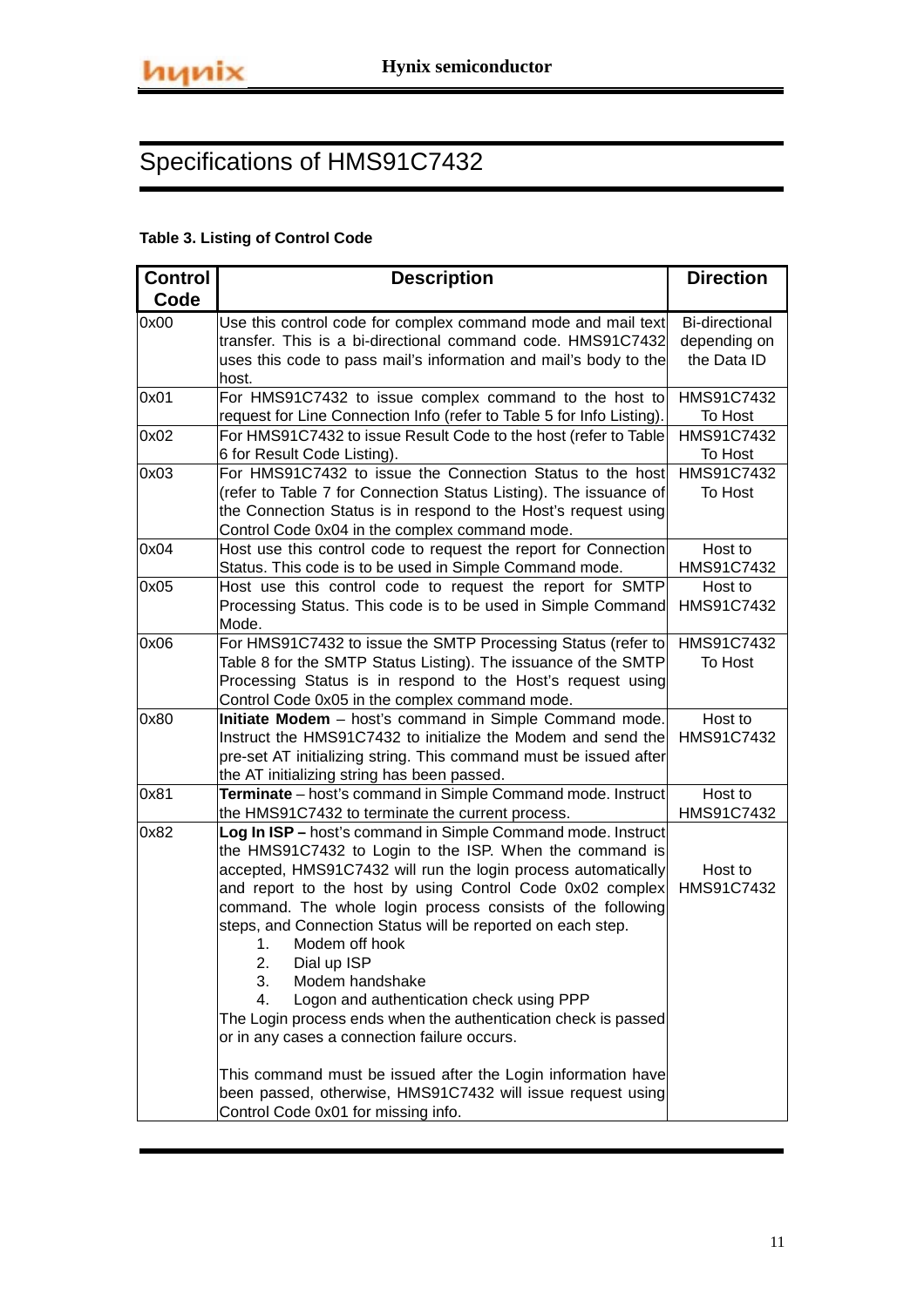# Specifications of HMS91C7432

**Table 3. Listing of Control Code**

| Control Code | Description | Direction |
|---|---|---|
| 0x00 | Use this control code for complex command mode and mail text transfer. This is a bi-directional command code. HMS91C7432 uses this code to pass mail's information and mail's body to the host. | Bi-directional depending on the Data ID |
| 0x01 | For HMS91C7432 to issue complex command to the host to request for Line Connection Info (refer to Table 5 for Info Listing). | HMS91C7432 To Host |
| 0x02 | For HMS91C7432 to issue Result Code to the host (refer to Table 6 for Result Code Listing). | HMS91C7432 To Host |
| 0x03 | For HMS91C7432 to issue the Connection Status to the host (refer to Table 7 for Connection Status Listing). The issuance of the Connection Status is in respond to the Host's request using Control Code 0x04 in the complex command mode. | HMS91C7432 To Host |
| 0x04 | Host use this control code to request the report for Connection Status. This code is to be used in Simple Command mode. | Host to HMS91C7432 |
| 0x05 | Host use this control code to request the report for SMTP Processing Status. This code is to be used in Simple Command Mode. | Host to HMS91C7432 |
| 0x06 | For HMS91C7432 to issue the SMTP Processing Status (refer to Table 8 for the SMTP Status Listing). The issuance of the SMTP Processing Status is in respond to the Host's request using Control Code 0x05 in the complex command mode. | HMS91C7432 To Host |
| 0x80 | **Initiate Modem** – host's command in Simple Command mode. Instruct the HMS91C7432 to initialize the Modem and send the pre-set AT initializing string. This command must be issued after the AT initializing string has been passed. | Host to HMS91C7432 |
| 0x81 | **Terminate** – host's command in Simple Command mode. Instruct the HMS91C7432 to terminate the current process. | Host to HMS91C7432 |
| 0x82 | **Log In ISP –** host's command in Simple Command mode. Instruct the HMS91C7432 to Login to the ISP. When the command is accepted, HMS91C7432 will run the login process automatically and report to the host by using Control Code 0x02 complex command. The whole login process consists of the following steps, and Connection Status will be reported on each step.<br>1. Modem off hook<br>2. Dial up ISP<br>3. Modem handshake<br>4. Logon and authentication check using PPP<br>The Login process ends when the authentication check is passed or in any cases a connection failure occurs.<br><br>This command must be issued after the Login information have been passed, otherwise, HMS91C7432 will issue request using Control Code 0x01 for missing info. | Host to HMS91C7432 |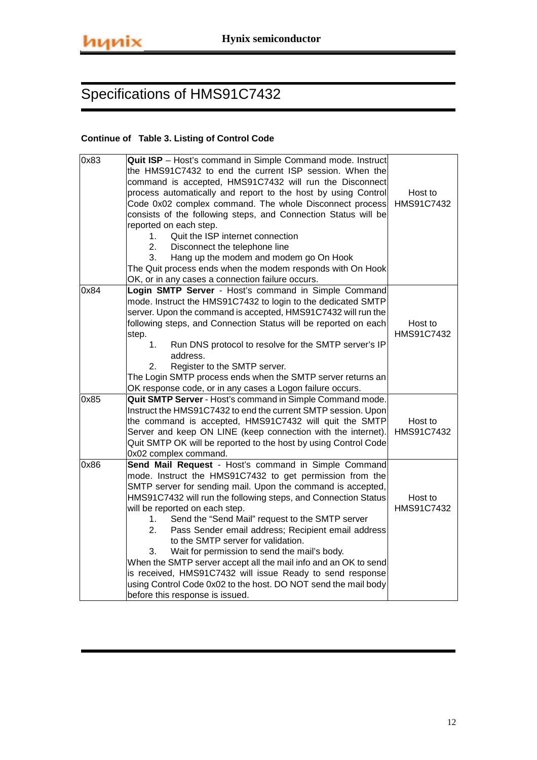# Specifications of HMS91C7432

**Continue of Table 3. Listing of Control Code**

| | | |
|---|---|---|
| 0x83 | **Quit ISP** – Host's command in Simple Command mode. Instruct the HMS91C7432 to end the current ISP session. When the command is accepted, HMS91C7432 will run the Disconnect process automatically and report to the host by using Control Code 0x02 complex command. The whole Disconnect process consists of the following steps, and Connection Status will be reported on each step.<br>1. Quit the ISP internet connection<br>2. Disconnect the telephone line<br>3. Hang up the modem and modem go On Hook<br>The Quit process ends when the modem responds with On Hook OK, or in any cases a connection failure occurs. | Host to HMS91C7432 |
| 0x84 | **Login SMTP Server** - Host's command in Simple Command mode. Instruct the HMS91C7432 to login to the dedicated SMTP server. Upon the command is accepted, HMS91C7432 will run the following steps, and Connection Status will be reported on each step.<br>1. Run DNS protocol to resolve for the SMTP server's IP address.<br>2. Register to the SMTP server.<br>The Login SMTP process ends when the SMTP server returns an OK response code, or in any cases a Logon failure occurs. | Host to HMS91C7432 |
| 0x85 | **Quit SMTP Server** - Host's command in Simple Command mode. Instruct the HMS91C7432 to end the current SMTP session. Upon the command is accepted, HMS91C7432 will quit the SMTP Server and keep ON LINE (keep connection with the internet). Quit SMTP OK will be reported to the host by using Control Code 0x02 complex command. | Host to HMS91C7432 |
| 0x86 | **Send Mail Request** - Host's command in Simple Command mode. Instruct the HMS91C7432 to get permission from the SMTP server for sending mail. Upon the command is accepted, HMS91C7432 will run the following steps, and Connection Status will be reported on each step.<br>1. Send the "Send Mail" request to the SMTP server<br>2. Pass Sender email address; Recipient email address to the SMTP server for validation.<br>3. Wait for permission to send the mail's body.<br>When the SMTP server accept all the mail info and an OK to send is received, HMS91C7432 will issue Ready to send response using Control Code 0x02 to the host. DO NOT send the mail body before this response is issued. | Host to HMS91C7432 |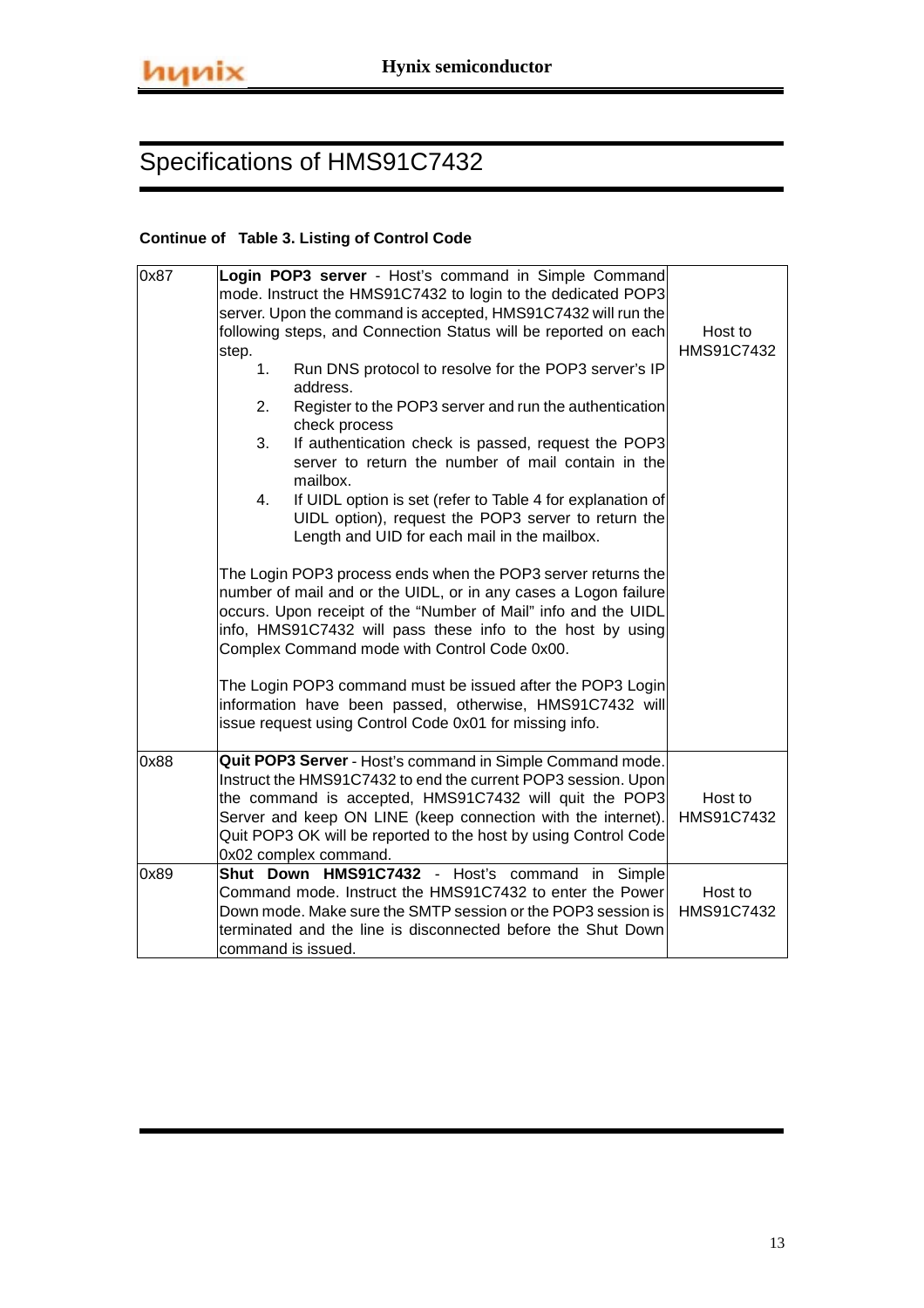## Specifications of HMS91C7432

**Continue of Table 3. Listing of Control Code**

| | | |
|---|---|---|
| 0x87 | **Login POP3 server** - Host's command in Simple Command mode. Instruct the HMS91C7432 to login to the dedicated POP3 server. Upon the command is accepted, HMS91C7432 will run the following steps, and Connection Status will be reported on each step.<br>1. Run DNS protocol to resolve for the POP3 server's IP address.<br>2. Register to the POP3 server and run the authentication check process<br>3. If authentication check is passed, request the POP3 server to return the number of mail contain in the mailbox.<br>4. If UIDL option is set (refer to Table 4 for explanation of UIDL option), request the POP3 server to return the Length and UID for each mail in the mailbox.<br><br>The Login POP3 process ends when the POP3 server returns the number of mail and or the UIDL, or in any cases a Logon failure occurs. Upon receipt of the "Number of Mail" info and the UIDL info, HMS91C7432 will pass these info to the host by using Complex Command mode with Control Code 0x00.<br><br>The Login POP3 command must be issued after the POP3 Login information have been passed, otherwise, HMS91C7432 will issue request using Control Code 0x01 for missing info. | Host to HMS91C7432 |
| 0x88 | **Quit POP3 Server** - Host's command in Simple Command mode. Instruct the HMS91C7432 to end the current POP3 session. Upon the command is accepted, HMS91C7432 will quit the POP3 Server and keep ON LINE (keep connection with the internet). Quit POP3 OK will be reported to the host by using Control Code 0x02 complex command. | Host to HMS91C7432 |
| 0x89 | **Shut Down HMS91C7432** - Host's command in Simple Command mode. Instruct the HMS91C7432 to enter the Power Down mode. Make sure the SMTP session or the POP3 session is terminated and the line is disconnected before the Shut Down command is issued. | Host to HMS91C7432 |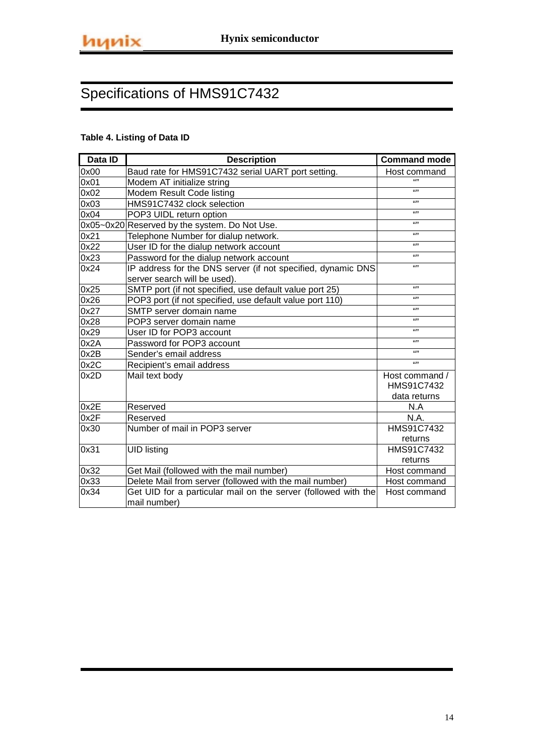# Specifications of HMS91C7432

**Table 4. Listing of Data ID**

| Data ID | Description | Command mode |
|---|---|---|
| 0x00 | Baud rate for HMS91C7432 serial UART port setting. | Host command |
| 0x01 | Modem AT initialize string | “” |
| 0x02 | Modem Result Code listing | “” |
| 0x03 | HMS91C7432 clock selection | “” |
| 0x04 | POP3 UIDL return option | “” |
| 0x05~0x20 | Reserved by the system. Do Not Use. | “” |
| 0x21 | Telephone Number for dialup network. | “” |
| 0x22 | User ID for the dialup network account | “” |
| 0x23 | Password for the dialup network account | “” |
| 0x24 | IP address for the DNS server (if not specified, dynamic DNS server search will be used). | “” |
| 0x25 | SMTP port (if not specified, use default value port 25) | “” |
| 0x26 | POP3 port (if not specified, use default value port 110) | “” |
| 0x27 | SMTP server domain name | “” |
| 0x28 | POP3 server domain name | “” |
| 0x29 | User ID for POP3 account | “” |
| 0x2A | Password for POP3 account | “” |
| 0x2B | Sender's email address | “” |
| 0x2C | Recipient's email address | “” |
| 0x2D | Mail text body | Host command / HMS91C7432 data returns |
| 0x2E | Reserved | N.A |
| 0x2F | Reserved | N.A. |
| 0x30 | Number of mail in POP3 server | HMS91C7432 returns |
| 0x31 | UID listing | HMS91C7432 returns |
| 0x32 | Get Mail (followed with the mail number) | Host command |
| 0x33 | Delete Mail from server (followed with the mail number) | Host command |
| 0x34 | Get UID for a particular mail on the server (followed with the mail number) | Host command |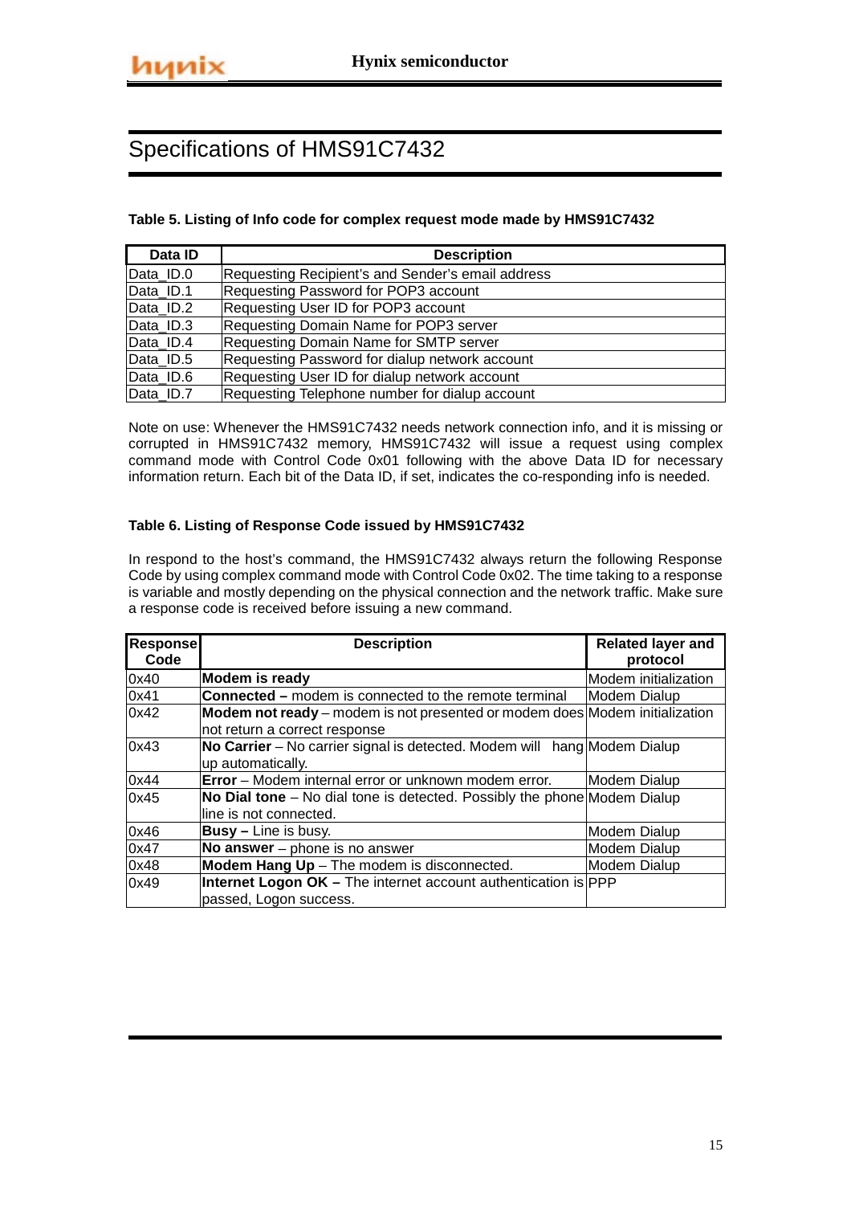# Specifications of HMS91C7432

**Table 5. Listing of Info code for complex request mode made by HMS91C7432**

| Data ID | Description |
|---|---|
| Data_ID.0 | Requesting Recipient's and Sender's email address |
| Data_ID.1 | Requesting Password for POP3 account |
| Data_ID.2 | Requesting User ID for POP3 account |
| Data_ID.3 | Requesting Domain Name for POP3 server |
| Data_ID.4 | Requesting Domain Name for SMTP server |
| Data_ID.5 | Requesting Password for dialup network account |
| Data_ID.6 | Requesting User ID for dialup network account |
| Data_ID.7 | Requesting Telephone number for dialup account |

Note on use: Whenever the HMS91C7432 needs network connection info, and it is missing or corrupted in HMS91C7432 memory, HMS91C7432 will issue a request using complex command mode with Control Code 0x01 following with the above Data ID for necessary information return. Each bit of the Data ID, if set, indicates the co-responding info is needed.

**Table 6. Listing of Response Code issued by HMS91C7432**

In respond to the host's command, the HMS91C7432 always return the following Response Code by using complex command mode with Control Code 0x02. The time taking to a response is variable and mostly depending on the physical connection and the network traffic. Make sure a response code is received before issuing a new command.

| Response Code | Description | Related layer and protocol |
|---|---|---|
| 0x40 | **Modem is ready** | Modem initialization |
| 0x41 | **Connected –** modem is connected to the remote terminal | Modem Dialup |
| 0x42 | **Modem not ready** – modem is not presented or modem does not return a correct response | Modem initialization |
| 0x43 | **No Carrier** – No carrier signal is detected. Modem will hang up automatically. | Modem Dialup |
| 0x44 | **Error** – Modem internal error or unknown modem error. | Modem Dialup |
| 0x45 | **No Dial tone** – No dial tone is detected. Possibly the phone line is not connected. | Modem Dialup |
| 0x46 | **Busy –** Line is busy. | Modem Dialup |
| 0x47 | **No answer** – phone is no answer | Modem Dialup |
| 0x48 | **Modem Hang Up** – The modem is disconnected. | Modem Dialup |
| 0x49 | **Internet Logon OK –** The internet account authentication is passed, Logon success. | PPP |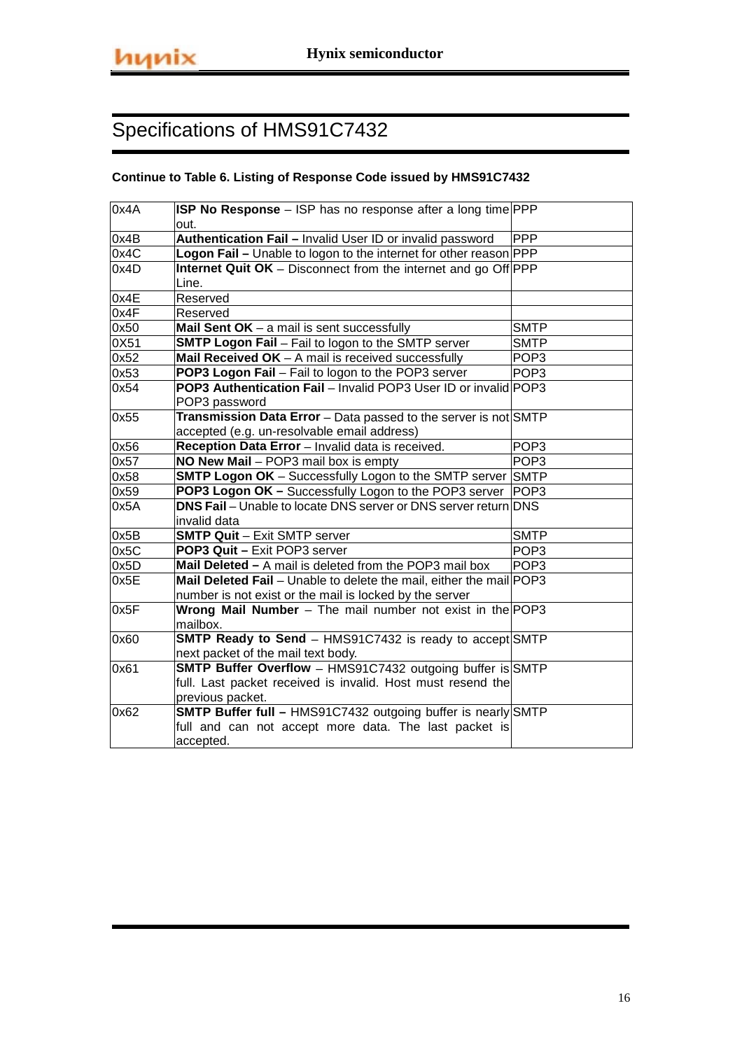# Specifications of HMS91C7432

**Continue to Table 6. Listing of Response Code issued by HMS91C7432**

| | | |
|---|---|---|
| 0x4A | **ISP No Response** – ISP has no response after a long time out. | PPP |
| 0x4B | **Authentication Fail –** Invalid User ID or invalid password | PPP |
| 0x4C | **Logon Fail –** Unable to logon to the internet for other reason | PPP |
| 0x4D | **Internet Quit OK** – Disconnect from the internet and go Off Line. | PPP |
| 0x4E | Reserved | |
| 0x4F | Reserved | |
| 0x50 | **Mail Sent OK** – a mail is sent successfully | SMTP |
| 0X51 | **SMTP Logon Fail** – Fail to logon to the SMTP server | SMTP |
| 0x52 | **Mail Received OK** – A mail is received successfully | POP3 |
| 0x53 | **POP3 Logon Fail** – Fail to logon to the POP3 server | POP3 |
| 0x54 | **POP3 Authentication Fail** – Invalid POP3 User ID or invalid POP3 password | POP3 |
| 0x55 | **Transmission Data Error** – Data passed to the server is not accepted (e.g. un-resolvable email address) | SMTP |
| 0x56 | **Reception Data Error** – Invalid data is received. | POP3 |
| 0x57 | **NO New Mail** – POP3 mail box is empty | POP3 |
| 0x58 | **SMTP Logon OK** – Successfully Logon to the SMTP server | SMTP |
| 0x59 | **POP3 Logon OK –** Successfully Logon to the POP3 server | POP3 |
| 0x5A | **DNS Fail** – Unable to locate DNS server or DNS server return invalid data | DNS |
| 0x5B | **SMTP Quit** – Exit SMTP server | SMTP |
| 0x5C | **POP3 Quit –** Exit POP3 server | POP3 |
| 0x5D | **Mail Deleted –** A mail is deleted from the POP3 mail box | POP3 |
| 0x5E | **Mail Deleted Fail** – Unable to delete the mail, either the mail number is not exist or the mail is locked by the server | POP3 |
| 0x5F | **Wrong Mail Number** – The mail number not exist in the mailbox. | POP3 |
| 0x60 | **SMTP Ready to Send** – HMS91C7432 is ready to accept next packet of the mail text body. | SMTP |
| 0x61 | **SMTP Buffer Overflow** – HMS91C7432 outgoing buffer is full. Last packet received is invalid. Host must resend the previous packet. | SMTP |
| 0x62 | **SMTP Buffer full –** HMS91C7432 outgoing buffer is nearly full and can not accept more data. The last packet is accepted. | SMTP |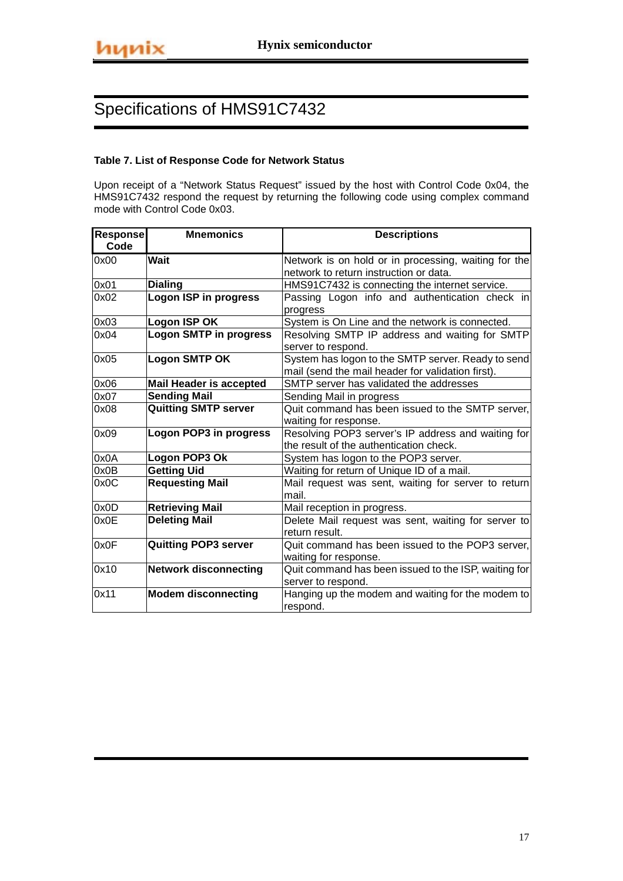# Specifications of HMS91C7432

**Table 7. List of Response Code for Network Status**

Upon receipt of a “Network Status Request” issued by the host with Control Code 0x04, the HMS91C7432 respond the request by returning the following code using complex command mode with Control Code 0x03.

| Response Code | Mnemonics | Descriptions |
|---|---|---|
| 0x00 | **Wait** | Network is on hold or in processing, waiting for the network to return instruction or data. |
| 0x01 | **Dialing** | HMS91C7432 is connecting the internet service. |
| 0x02 | **Logon ISP in progress** | Passing Logon info and authentication check in progress |
| 0x03 | **Logon ISP OK** | System is On Line and the network is connected. |
| 0x04 | **Logon SMTP in progress** | Resolving SMTP IP address and waiting for SMTP server to respond. |
| 0x05 | **Logon SMTP OK** | System has logon to the SMTP server. Ready to send mail (send the mail header for validation first). |
| 0x06 | **Mail Header is accepted** | SMTP server has validated the addresses |
| 0x07 | **Sending Mail** | Sending Mail in progress |
| 0x08 | **Quitting SMTP server** | Quit command has been issued to the SMTP server, waiting for response. |
| 0x09 | **Logon POP3 in progress** | Resolving POP3 server’s IP address and waiting for the result of the authentication check. |
| 0x0A | **Logon POP3 Ok** | System has logon to the POP3 server. |
| 0x0B | **Getting Uid** | Waiting for return of Unique ID of a mail. |
| 0x0C | **Requesting Mail** | Mail request was sent, waiting for server to return mail. |
| 0x0D | **Retrieving Mail** | Mail reception in progress. |
| 0x0E | **Deleting Mail** | Delete Mail request was sent, waiting for server to return result. |
| 0x0F | **Quitting POP3 server** | Quit command has been issued to the POP3 server, waiting for response. |
| 0x10 | **Network disconnecting** | Quit command has been issued to the ISP, waiting for server to respond. |
| 0x11 | **Modem disconnecting** | Hanging up the modem and waiting for the modem to respond. |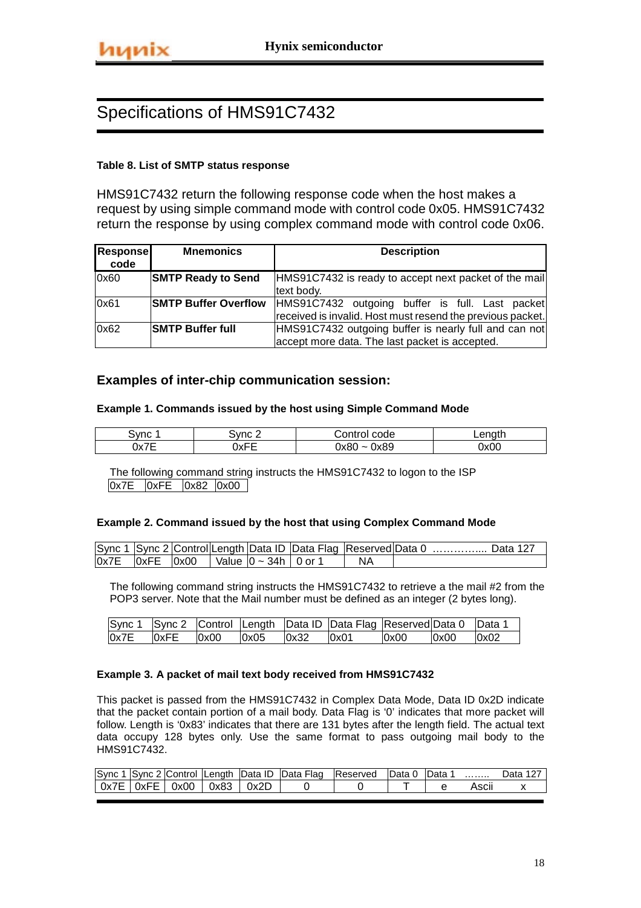# Specifications of HMS91C7432

**Table 8. List of SMTP status response**

HMS91C7432 return the following response code when the host makes a request by using simple command mode with control code 0x05. HMS91C7432 return the response by using complex command mode with control code 0x06.

| Response code | Mnemonics | Description |
|---|---|---|
| 0x60 | **SMTP Ready to Send** | HMS91C7432 is ready to accept next packet of the mail text body. |
| 0x61 | **SMTP Buffer Overflow** | HMS91C7432 outgoing buffer is full. Last packet received is invalid. Host must resend the previous packet. |
| 0x62 | **SMTP Buffer full** | HMS91C7432 outgoing buffer is nearly full and can not accept more data. The last packet is accepted. |

## Examples of inter-chip communication session:

**Example 1. Commands issued by the host using Simple Command Mode**

| Sync 1 | Sync 2 | Control code | Length |
|---|---|---|---|
| 0x7E | 0xFE | 0x80 ~ 0x89 | 0x00 |

The following command string instructs the HMS91C7432 to logon to the ISP

| 0x7E | 0xFE | 0x82 | 0x00 |
|---|---|---|---|

**Example 2. Command issued by the host that using Complex Command Mode**

| Sync 1 | Sync 2 | Control | Length | Data ID | Data Flag | Reserved | Data 0 …………..... Data 127 |
|---|---|---|---|---|---|---|---|
| 0x7E | 0xFE | 0x00 | Value | 0 ~ 34h | 0 or 1 | NA | |

The following command string instructs the HMS91C7432 to retrieve a the mail #2 from the POP3 server. Note that the Mail number must be defined as an integer (2 bytes long).

| Sync 1 | Sync 2 | Control | Length | Data ID | Data Flag | Reserved | Data 0 | Data 1 |
|---|---|---|---|---|---|---|---|---|
| 0x7E | 0xFE | 0x00 | 0x05 | 0x32 | 0x01 | 0x00 | 0x00 | 0x02 |

**Example 3. A packet of mail text body received from HMS91C7432**

This packet is passed from the HMS91C7432 in Complex Data Mode, Data ID 0x2D indicate that the packet contain portion of a mail body. Data Flag is '0' indicates that more packet will follow. Length is '0x83' indicates that there are 131 bytes after the length field. The actual text data occupy 128 bytes only. Use the same format to pass outgoing mail body to the HMS91C7432.

| Sync 1 | Sync 2 | Control | Length | Data ID | Data Flag | Reserved | Data 0 | Data 1 | …….. | Data 127 |
|---|---|---|---|---|---|---|---|---|---|---|
| 0x7E | 0xFE | 0x00 | 0x83 | 0x2D | 0 | 0 | T | e | Ascii | x |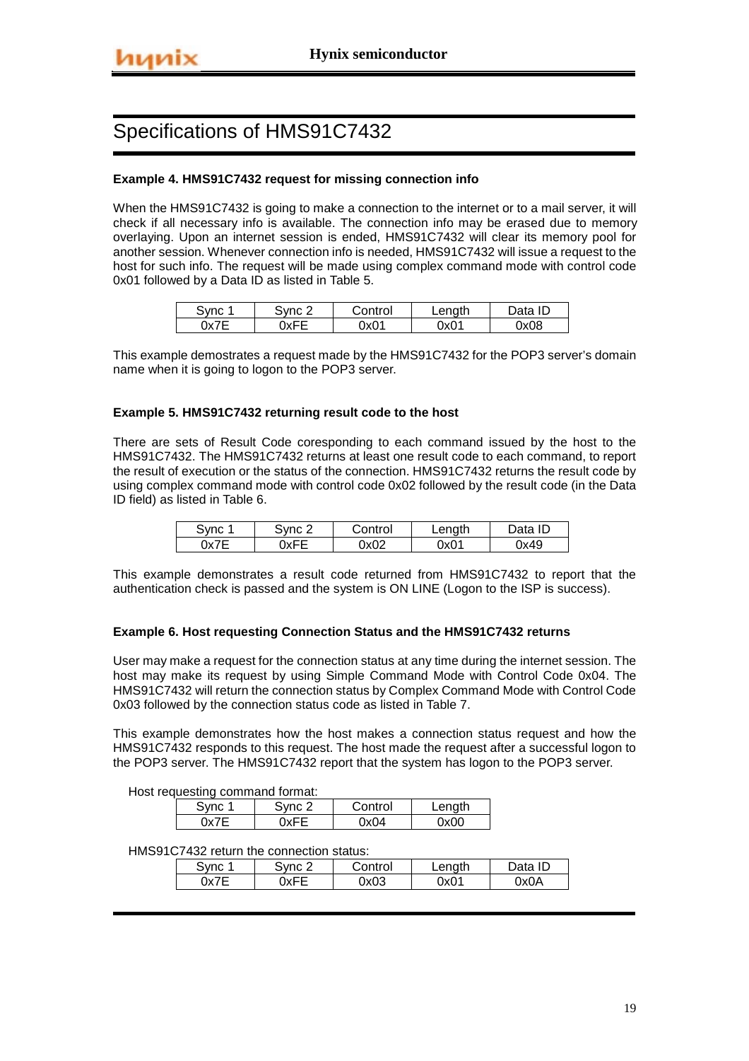# Specifications of HMS91C7432

**Example 4. HMS91C7432 request for missing connection info**

When the HMS91C7432 is going to make a connection to the internet or to a mail server, it will check if all necessary info is available. The connection info may be erased due to memory overlaying. Upon an internet session is ended, HMS91C7432 will clear its memory pool for another session. Whenever connection info is needed, HMS91C7432 will issue a request to the host for such info. The request will be made using complex command mode with control code 0x01 followed by a Data ID as listed in Table 5.

| Sync 1 | Sync 2 | Control | Length | Data ID |
|---|---|---|---|---|
| 0x7E | 0xFE | 0x01 | 0x01 | 0x08 |

This example demostrates a request made by the HMS91C7432 for the POP3 server's domain name when it is going to logon to the POP3 server.

**Example 5. HMS91C7432 returning result code to the host**

There are sets of Result Code coresponding to each command issued by the host to the HMS91C7432. The HMS91C7432 returns at least one result code to each command, to report the result of execution or the status of the connection. HMS91C7432 returns the result code by using complex command mode with control code 0x02 followed by the result code (in the Data ID field) as listed in Table 6.

| Sync 1 | Sync 2 | Control | Length | Data ID |
|---|---|---|---|---|
| 0x7E | 0xFE | 0x02 | 0x01 | 0x49 |

This example demonstrates a result code returned from HMS91C7432 to report that the authentication check is passed and the system is ON LINE (Logon to the ISP is success).

**Example 6. Host requesting Connection Status and the HMS91C7432 returns**

User may make a request for the connection status at any time during the internet session. The host may make its request by using Simple Command Mode with Control Code 0x04. The HMS91C7432 will return the connection status by Complex Command Mode with Control Code 0x03 followed by the connection status code as listed in Table 7.

This example demonstrates how the host makes a connection status request and how the HMS91C7432 responds to this request. The host made the request after a successful logon to the POP3 server. The HMS91C7432 report that the system has logon to the POP3 server.

Host requesting command format:

| Sync 1 | Sync 2 | Control | Length |
|---|---|---|---|
| 0x7E | 0xFE | 0x04 | 0x00 |

HMS91C7432 return the connection status:

| Sync 1 | Sync 2 | Control | Length | Data ID |
|---|---|---|---|---|
| 0x7E | 0xFE | 0x03 | 0x01 | 0x0A |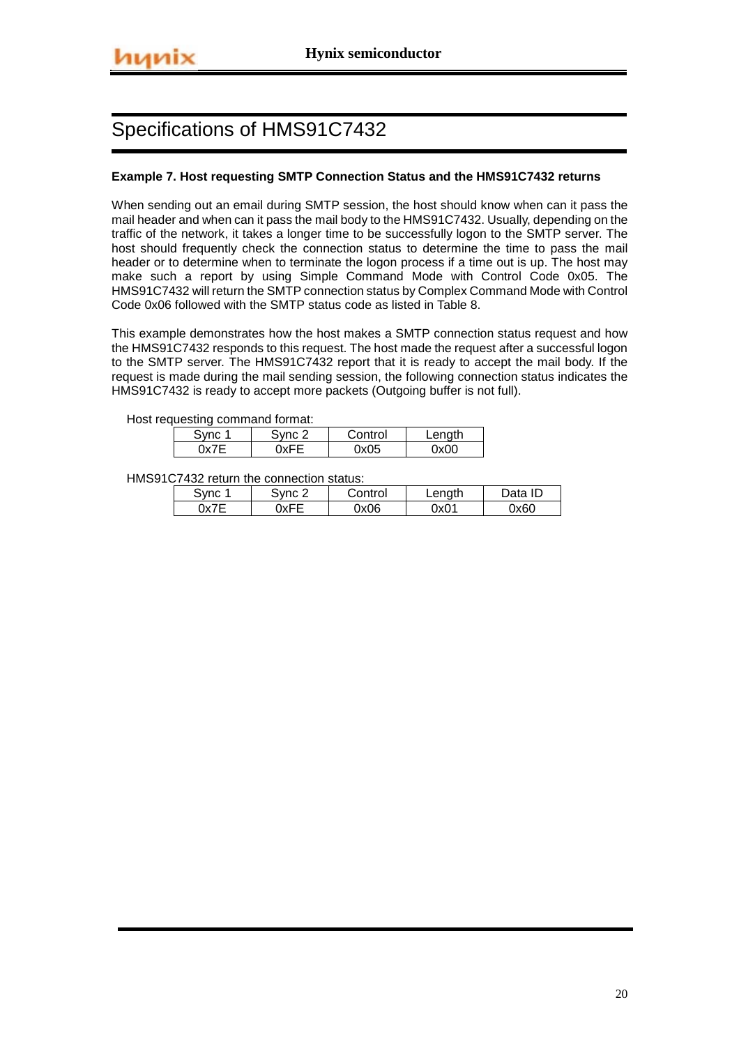# Specifications of HMS91C7432

**Example 7. Host requesting SMTP Connection Status and the HMS91C7432 returns**

When sending out an email during SMTP session, the host should know when can it pass the mail header and when can it pass the mail body to the HMS91C7432. Usually, depending on the traffic of the network, it takes a longer time to be successfully logon to the SMTP server. The host should frequently check the connection status to determine the time to pass the mail header or to determine when to terminate the logon process if a time out is up. The host may make such a report by using Simple Command Mode with Control Code 0x05. The HMS91C7432 will return the SMTP connection status by Complex Command Mode with Control Code 0x06 followed with the SMTP status code as listed in Table 8.

This example demonstrates how the host makes a SMTP connection status request and how the HMS91C7432 responds to this request. The host made the request after a successful logon to the SMTP server. The HMS91C7432 report that it is ready to accept the mail body. If the request is made during the mail sending session, the following connection status indicates the HMS91C7432 is ready to accept more packets (Outgoing buffer is not full).

Host requesting command format:

| Sync 1 | Sync 2 | Control | Length |
|---|---|---|---|
| 0x7E | 0xFE | 0x05 | 0x00 |

HMS91C7432 return the connection status:

| Sync 1 | Sync 2 | Control | Length | Data ID |
|---|---|---|---|---|
| 0x7E | 0xFE | 0x06 | 0x01 | 0x60 |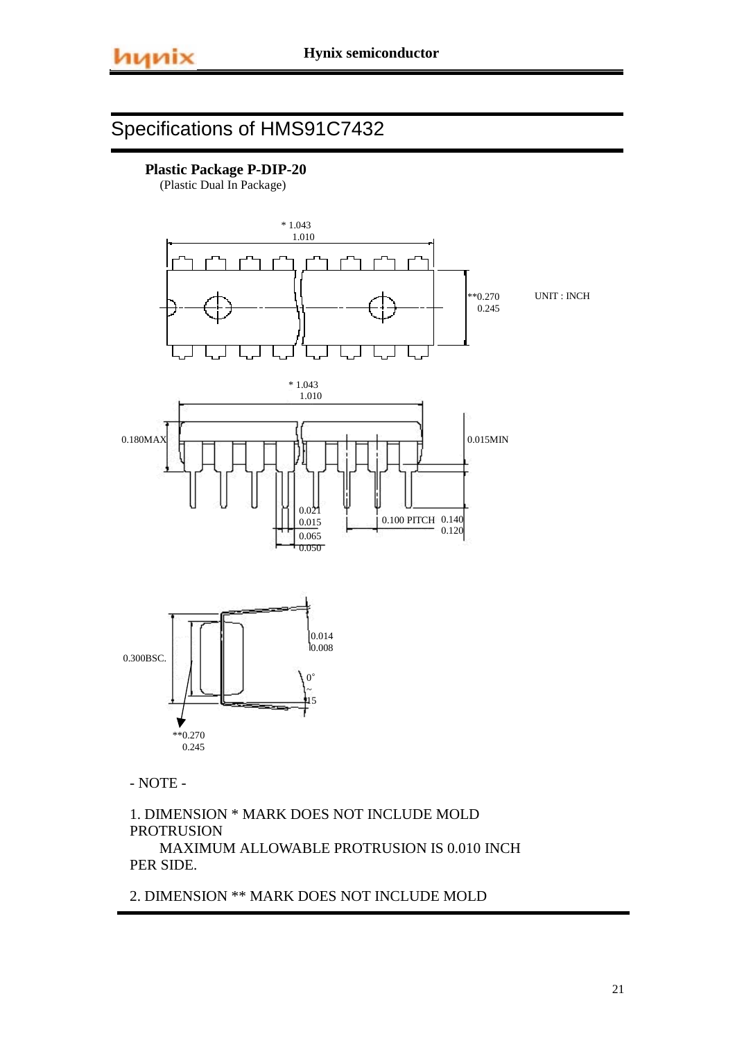# Specifications of HMS91C7432

**Plastic Package P-DIP-20**
(Plastic Dual In Package)

* 1.043
1.010

**0.270
0.245

UNIT : INCH

* 1.043
1.010

0.180MAX

0.015MIN

0.021
0.015

0.065
0.050

0.100 PITCH

0.140
0.120

0.300BSC.

0.014
0.008

0°
~
15

**0.270
0.245

- NOTE -

1. DIMENSION * MARK DOES NOT INCLUDE MOLD PROTRUSION
MAXIMUM ALLOWABLE PROTRUSION IS 0.010 INCH PER SIDE.

2. DIMENSION ** MARK DOES NOT INCLUDE MOLD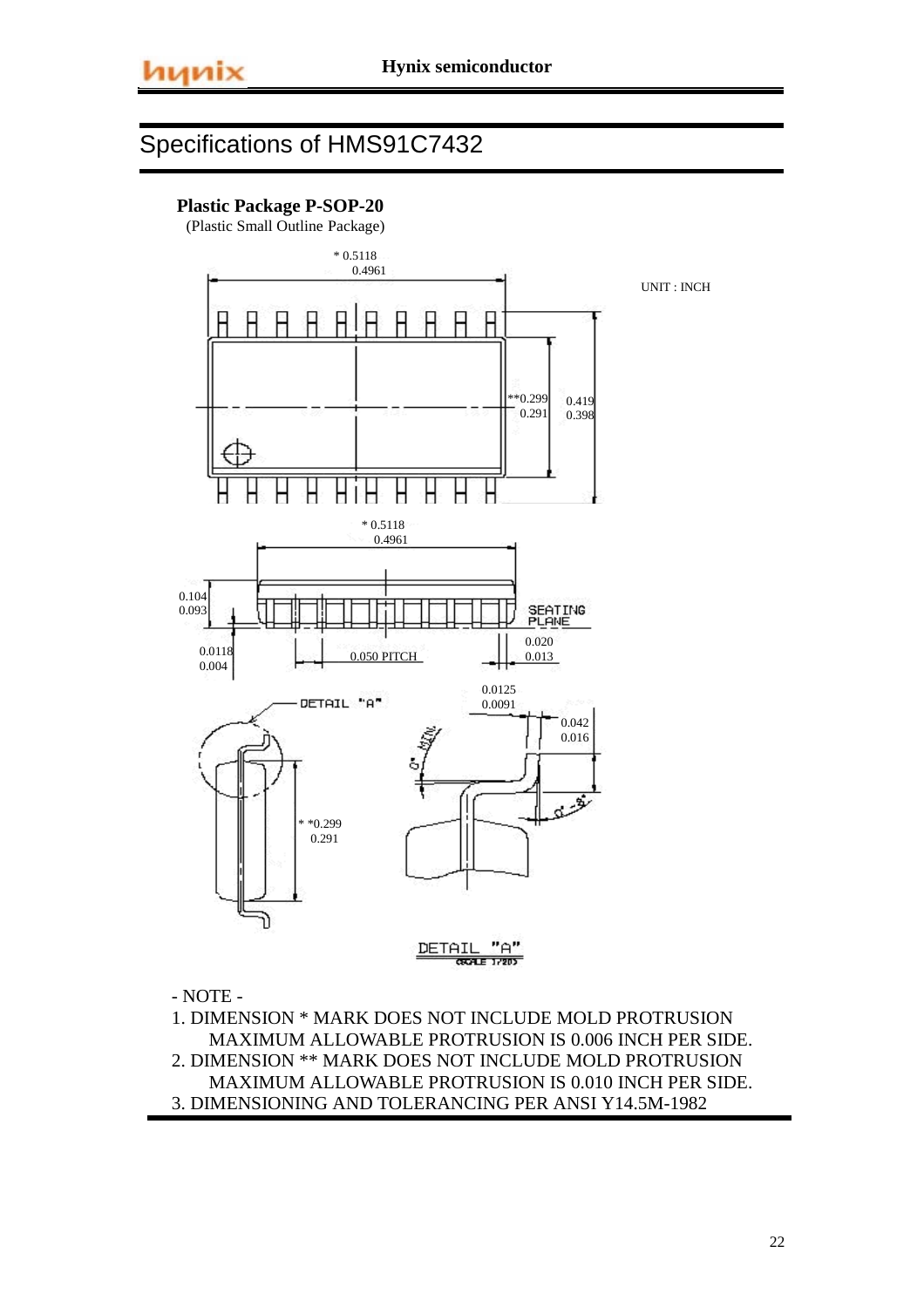# Specifications of HMS91C7432

**Plastic Package P-SOP-20**

(Plastic Small Outline Package)

UNIT : INCH

- NOTE -

1. DIMENSION * MARK DOES NOT INCLUDE MOLD PROTRUSION
   MAXIMUM ALLOWABLE PROTRUSION IS 0.006 INCH PER SIDE.
2. DIMENSION ** MARK DOES NOT INCLUDE MOLD PROTRUSION
   MAXIMUM ALLOWABLE PROTRUSION IS 0.010 INCH PER SIDE.
3. DIMENSIONING AND TOLERANCING PER ANSI Y14.5M-1982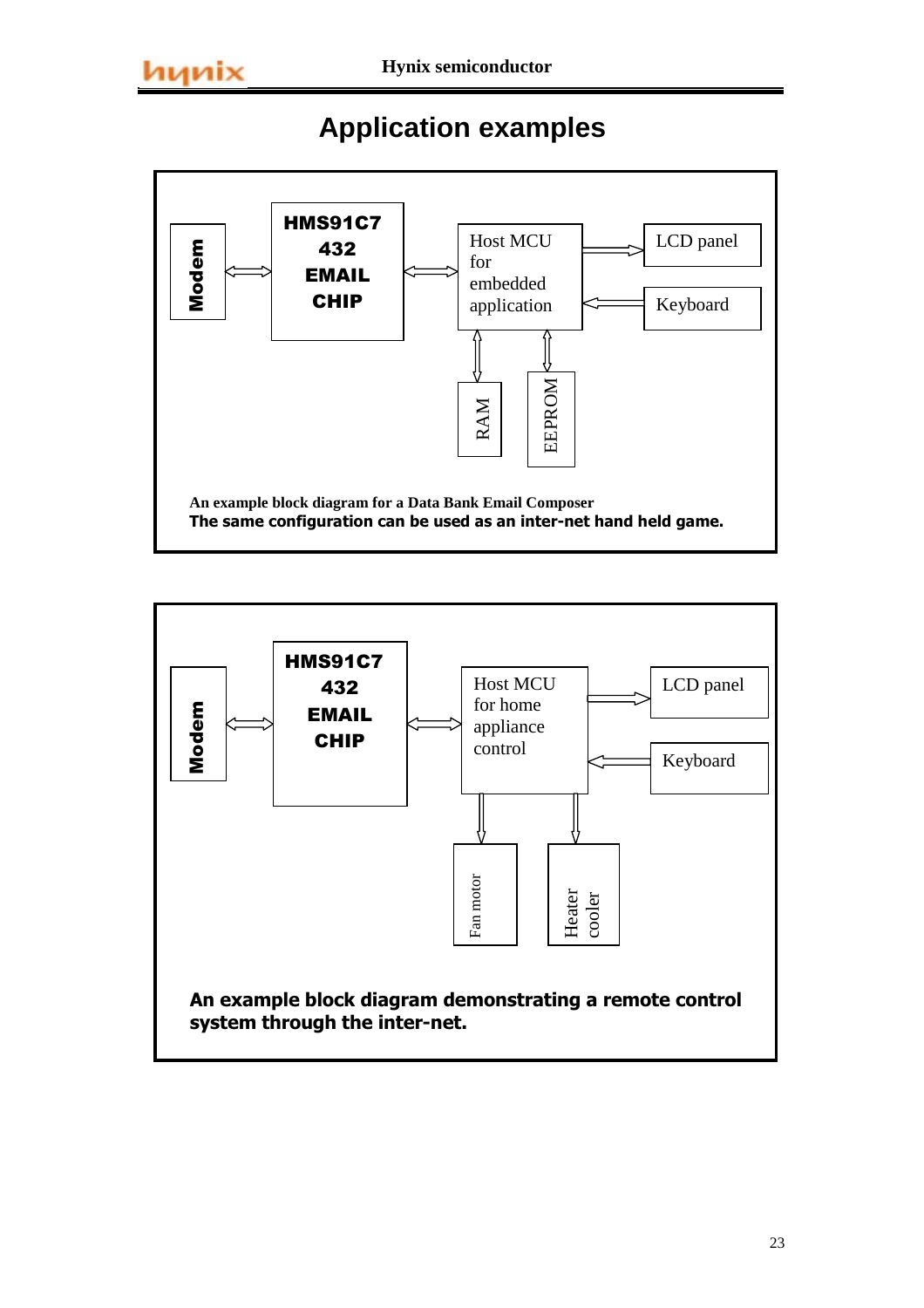# Application examples

Modem ⟷ HMS91C7 432 EMAIL CHIP ⟷ Host MCU for embedded application

Host MCU for embedded application → LCD panel

Keyboard → Host MCU for embedded application

Host MCU for embedded application ⟷ RAM

Host MCU for embedded application ⟷ EEPROM

**An example block diagram for a Data Bank Email Composer**
**The same configuration can be used as an inter-net hand held game.**

Modem ⟷ HMS91C7 432 EMAIL CHIP ⟷ Host MCU for home appliance control

Host MCU for home appliance control → LCD panel

Keyboard → Host MCU for home appliance control

Host MCU for home appliance control → Fan motor

Host MCU for home appliance control → Heater cooler

**An example block diagram demonstrating a remote control system through the inter-net.**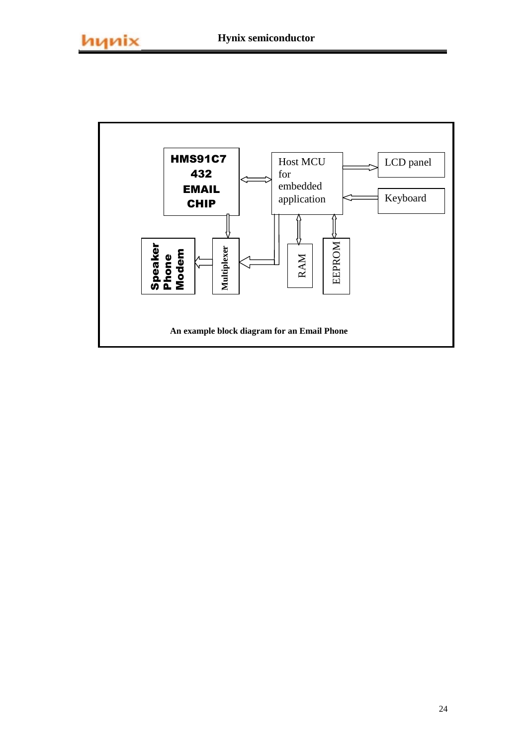HMS91C7 432 EMAIL CHIP

Host MCU for embedded application

LCD panel

Keyboard

Speaker Phone Modem

Multiplexer

RAM

EEPROM

**An example block diagram for an Email Phone**